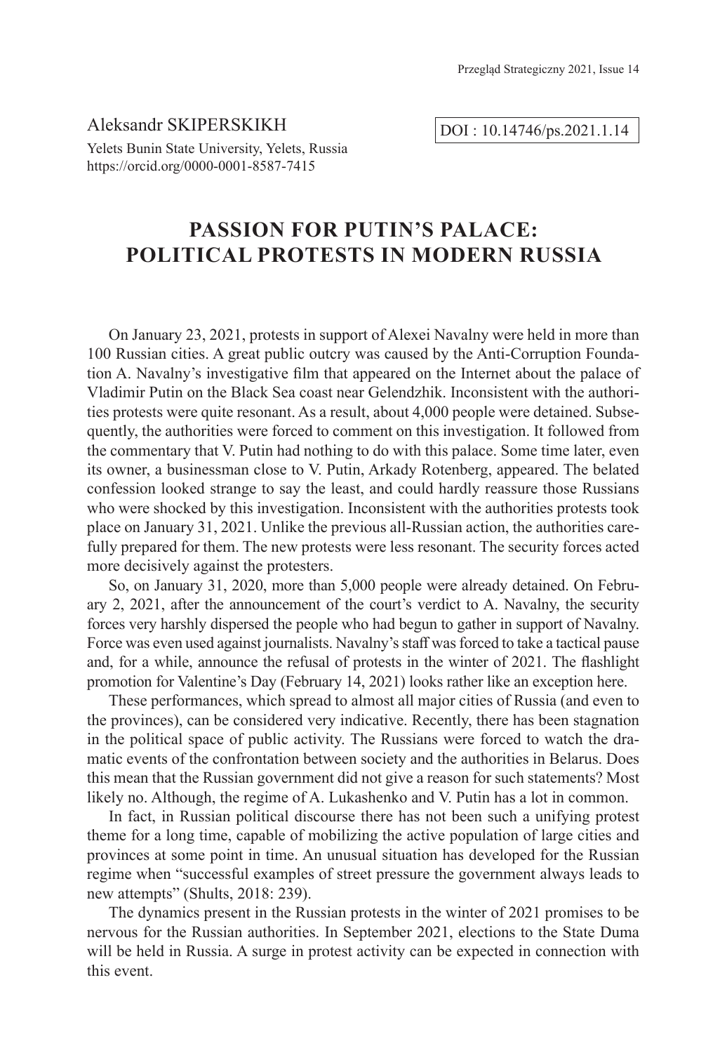Aleksandr SKIPERSKIKH

Yelets Bunin State University, Yelets, Russia
https://orcid.org/0000-0001-8587-7415

DOI : 10.14746/ps.2021.1.14

# PASSION FOR PUTIN'S PALACE: POLITICAL PROTESTS IN MODERN RUSSIA

On January 23, 2021, protests in support of Alexei Navalny were held in more than 100 Russian cities. A great public outcry was caused by the Anti-Corruption Foundation A. Navalny's investigative film that appeared on the Internet about the palace of Vladimir Putin on the Black Sea coast near Gelendzhik. Inconsistent with the authorities protests were quite resonant. As a result, about 4,000 people were detained. Subsequently, the authorities were forced to comment on this investigation. It followed from the commentary that V. Putin had nothing to do with this palace. Some time later, even its owner, a businessman close to V. Putin, Arkady Rotenberg, appeared. The belated confession looked strange to say the least, and could hardly reassure those Russians who were shocked by this investigation. Inconsistent with the authorities protests took place on January 31, 2021. Unlike the previous all-Russian action, the authorities carefully prepared for them. The new protests were less resonant. The security forces acted more decisively against the protesters.

So, on January 31, 2020, more than 5,000 people were already detained. On February 2, 2021, after the announcement of the court's verdict to A. Navalny, the security forces very harshly dispersed the people who had begun to gather in support of Navalny. Force was even used against journalists. Navalny's staff was forced to take a tactical pause and, for a while, announce the refusal of protests in the winter of 2021. The flashlight promotion for Valentine's Day (February 14, 2021) looks rather like an exception here.

These performances, which spread to almost all major cities of Russia (and even to the provinces), can be considered very indicative. Recently, there has been stagnation in the political space of public activity. The Russians were forced to watch the dramatic events of the confrontation between society and the authorities in Belarus. Does this mean that the Russian government did not give a reason for such statements? Most likely no. Although, the regime of A. Lukashenko and V. Putin has a lot in common.

In fact, in Russian political discourse there has not been such a unifying protest theme for a long time, capable of mobilizing the active population of large cities and provinces at some point in time. An unusual situation has developed for the Russian regime when "successful examples of street pressure the government always leads to new attempts" (Shults, 2018: 239).

The dynamics present in the Russian protests in the winter of 2021 promises to be nervous for the Russian authorities. In September 2021, elections to the State Duma will be held in Russia. A surge in protest activity can be expected in connection with this event.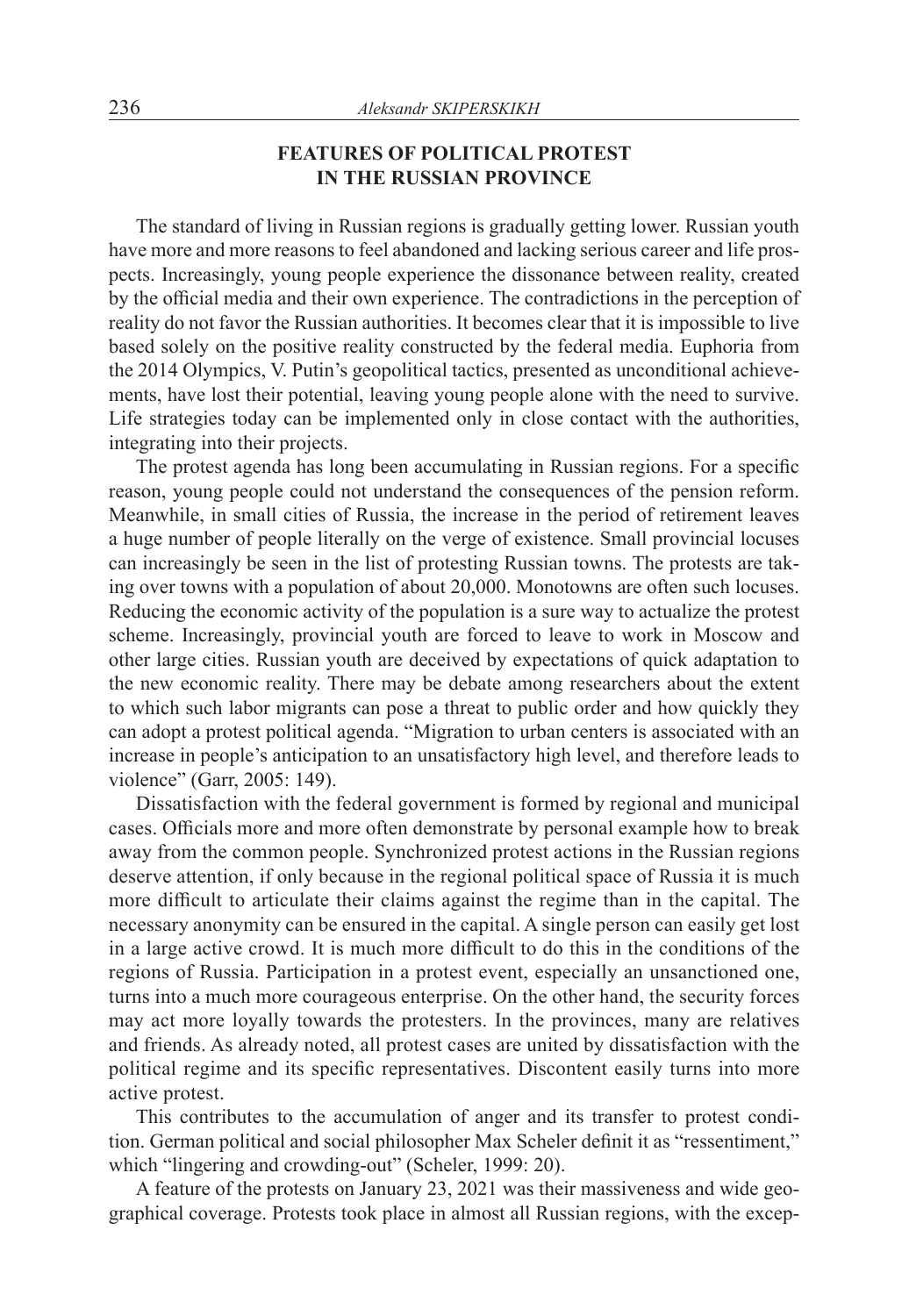## FEATURES OF POLITICAL PROTEST IN THE RUSSIAN PROVINCE

The standard of living in Russian regions is gradually getting lower. Russian youth have more and more reasons to feel abandoned and lacking serious career and life prospects. Increasingly, young people experience the dissonance between reality, created by the official media and their own experience. The contradictions in the perception of reality do not favor the Russian authorities. It becomes clear that it is impossible to live based solely on the positive reality constructed by the federal media. Euphoria from the 2014 Olympics, V. Putin's geopolitical tactics, presented as unconditional achievements, have lost their potential, leaving young people alone with the need to survive. Life strategies today can be implemented only in close contact with the authorities, integrating into their projects.

The protest agenda has long been accumulating in Russian regions. For a specific reason, young people could not understand the consequences of the pension reform. Meanwhile, in small cities of Russia, the increase in the period of retirement leaves a huge number of people literally on the verge of existence. Small provincial locuses can increasingly be seen in the list of protesting Russian towns. The protests are taking over towns with a population of about 20,000. Monotowns are often such locuses. Reducing the economic activity of the population is a sure way to actualize the protest scheme. Increasingly, provincial youth are forced to leave to work in Moscow and other large cities. Russian youth are deceived by expectations of quick adaptation to the new economic reality. There may be debate among researchers about the extent to which such labor migrants can pose a threat to public order and how quickly they can adopt a protest political agenda. "Migration to urban centers is associated with an increase in people's anticipation to an unsatisfactory high level, and therefore leads to violence" (Garr, 2005: 149).

Dissatisfaction with the federal government is formed by regional and municipal cases. Officials more and more often demonstrate by personal example how to break away from the common people. Synchronized protest actions in the Russian regions deserve attention, if only because in the regional political space of Russia it is much more difficult to articulate their claims against the regime than in the capital. The necessary anonymity can be ensured in the capital. A single person can easily get lost in a large active crowd. It is much more difficult to do this in the conditions of the regions of Russia. Participation in a protest event, especially an unsanctioned one, turns into a much more courageous enterprise. On the other hand, the security forces may act more loyally towards the protesters. In the provinces, many are relatives and friends. As already noted, all protest cases are united by dissatisfaction with the political regime and its specific representatives. Discontent easily turns into more active protest.

This contributes to the accumulation of anger and its transfer to protest condition. German political and social philosopher Max Scheler definit it as "ressentiment," which "lingering and crowding-out" (Scheler, 1999: 20).

A feature of the protests on January 23, 2021 was their massiveness and wide geographical coverage. Protests took place in almost all Russian regions, with the excep-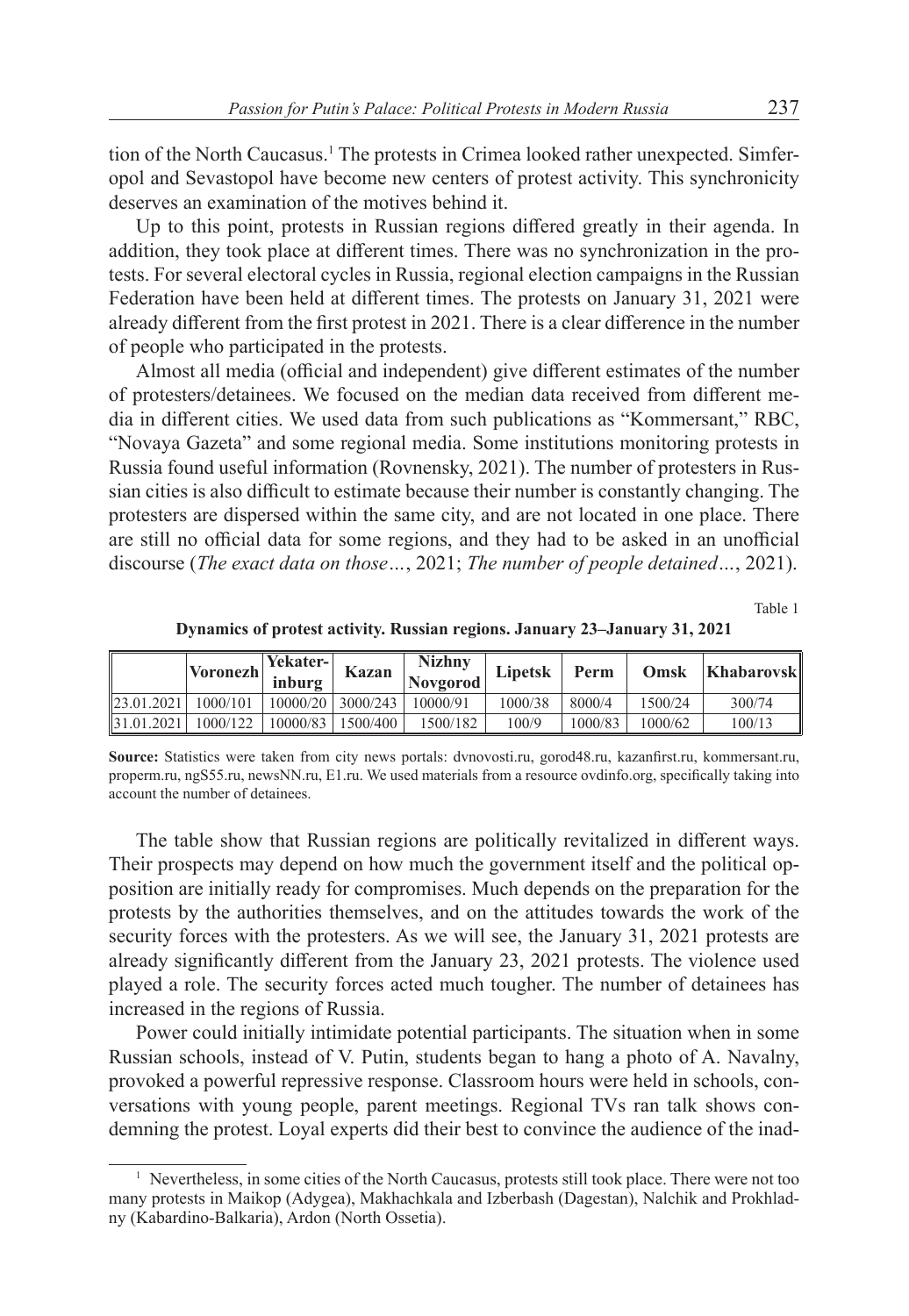tion of the North Caucasus.[1] The protests in Crimea looked rather unexpected. Simferopol and Sevastopol have become new centers of protest activity. This synchronicity deserves an examination of the motives behind it.

Up to this point, protests in Russian regions differed greatly in their agenda. In addition, they took place at different times. There was no synchronization in the protests. For several electoral cycles in Russia, regional election campaigns in the Russian Federation have been held at different times. The protests on January 31, 2021 were already different from the first protest in 2021. There is a clear difference in the number of people who participated in the protests.

Almost all media (official and independent) give different estimates of the number of protesters/detainees. We focused on the median data received from different media in different cities. We used data from such publications as "Kommersant," RBC, "Novaya Gazeta" and some regional media. Some institutions monitoring protests in Russia found useful information (Rovnensky, 2021). The number of protesters in Russian cities is also difficult to estimate because their number is constantly changing. The protesters are dispersed within the same city, and are not located in one place. There are still no official data for some regions, and they had to be asked in an unofficial discourse (*The exact data on those…*, 2021; *The number of people detained…*, 2021).

Table 1

**Dynamics of protest activity. Russian regions. January 23–January 31, 2021**

| | Voronezh | Yekaterinburg | Kazan | Nizhny Novgorod | Lipetsk | Perm | Omsk | Khabarovsk |
|---|---|---|---|---|---|---|---|---|
| 23.01.2021 | 1000/101 | 10000/20 | 3000/243 | 10000/91 | 1000/38 | 8000/4 | 1500/24 | 300/74 |
| 31.01.2021 | 1000/122 | 10000/83 | 1500/400 | 1500/182 | 100/9 | 1000/83 | 1000/62 | 100/13 |

**Source:** Statistics were taken from city news portals: dvnovosti.ru, gorod48.ru, kazanfirst.ru, kommersant.ru, properm.ru, ngS55.ru, newsNN.ru, E1.ru. We used materials from a resource ovdinfo.org, specifically taking into account the number of detainees.

The table show that Russian regions are politically revitalized in different ways. Their prospects may depend on how much the government itself and the political opposition are initially ready for compromises. Much depends on the preparation for the protests by the authorities themselves, and on the attitudes towards the work of the security forces with the protesters. As we will see, the January 31, 2021 protests are already significantly different from the January 23, 2021 protests. The violence used played a role. The security forces acted much tougher. The number of detainees has increased in the regions of Russia.

Power could initially intimidate potential participants. The situation when in some Russian schools, instead of V. Putin, students began to hang a photo of A. Navalny, provoked a powerful repressive response. Classroom hours were held in schools, conversations with young people, parent meetings. Regional TVs ran talk shows condemning the protest. Loyal experts did their best to convince the audience of the inad-

[1] Nevertheless, in some cities of the North Caucasus, protests still took place. There were not too many protests in Maikop (Adygea), Makhachkala and Izberbash (Dagestan), Nalchik and Prokhladny (Kabardino-Balkaria), Ardon (North Ossetia).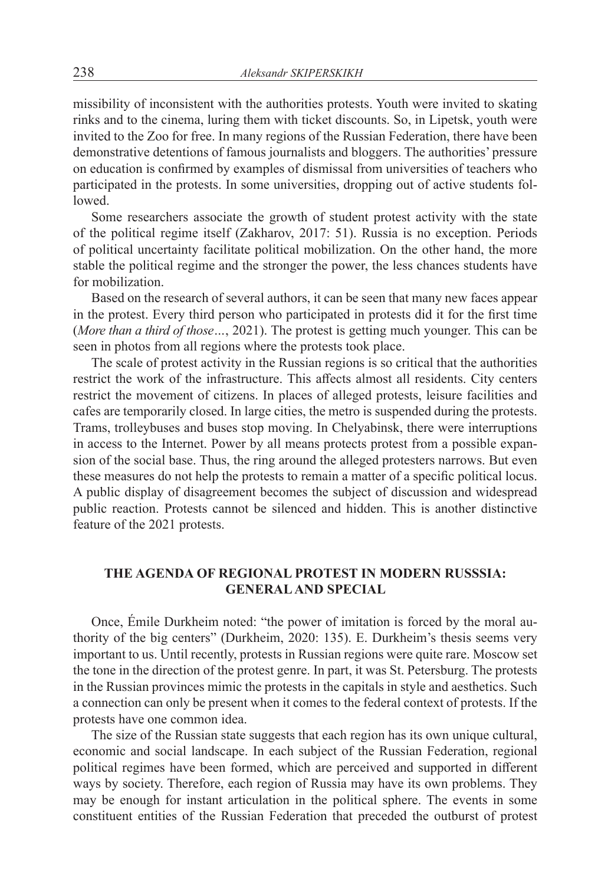missibility of inconsistent with the authorities protests. Youth were invited to skating rinks and to the cinema, luring them with ticket discounts. So, in Lipetsk, youth were invited to the Zoo for free. In many regions of the Russian Federation, there have been demonstrative detentions of famous journalists and bloggers. The authorities' pressure on education is confirmed by examples of dismissal from universities of teachers who participated in the protests. In some universities, dropping out of active students followed.

Some researchers associate the growth of student protest activity with the state of the political regime itself (Zakharov, 2017: 51). Russia is no exception. Periods of political uncertainty facilitate political mobilization. On the other hand, the more stable the political regime and the stronger the power, the less chances students have for mobilization.

Based on the research of several authors, it can be seen that many new faces appear in the protest. Every third person who participated in protests did it for the first time (*More than a third of those…*, 2021). The protest is getting much younger. This can be seen in photos from all regions where the protests took place.

The scale of protest activity in the Russian regions is so critical that the authorities restrict the work of the infrastructure. This affects almost all residents. City centers restrict the movement of citizens. In places of alleged protests, leisure facilities and cafes are temporarily closed. In large cities, the metro is suspended during the protests. Trams, trolleybuses and buses stop moving. In Chelyabinsk, there were interruptions in access to the Internet. Power by all means protects protest from a possible expansion of the social base. Thus, the ring around the alleged protesters narrows. But even these measures do not help the protests to remain a matter of a specific political locus. A public display of disagreement becomes the subject of discussion and widespread public reaction. Protests cannot be silenced and hidden. This is another distinctive feature of the 2021 protests.

## THE AGENDA OF REGIONAL PROTEST IN MODERN RUSSSIA: GENERAL AND SPECIAL

Once, Émile Durkheim noted: "the power of imitation is forced by the moral authority of the big centers" (Durkheim, 2020: 135). E. Durkheim's thesis seems very important to us. Until recently, protests in Russian regions were quite rare. Moscow set the tone in the direction of the protest genre. In part, it was St. Petersburg. The protests in the Russian provinces mimic the protests in the capitals in style and aesthetics. Such a connection can only be present when it comes to the federal context of protests. If the protests have one common idea.

The size of the Russian state suggests that each region has its own unique cultural, economic and social landscape. In each subject of the Russian Federation, regional political regimes have been formed, which are perceived and supported in different ways by society. Therefore, each region of Russia may have its own problems. They may be enough for instant articulation in the political sphere. The events in some constituent entities of the Russian Federation that preceded the outburst of protest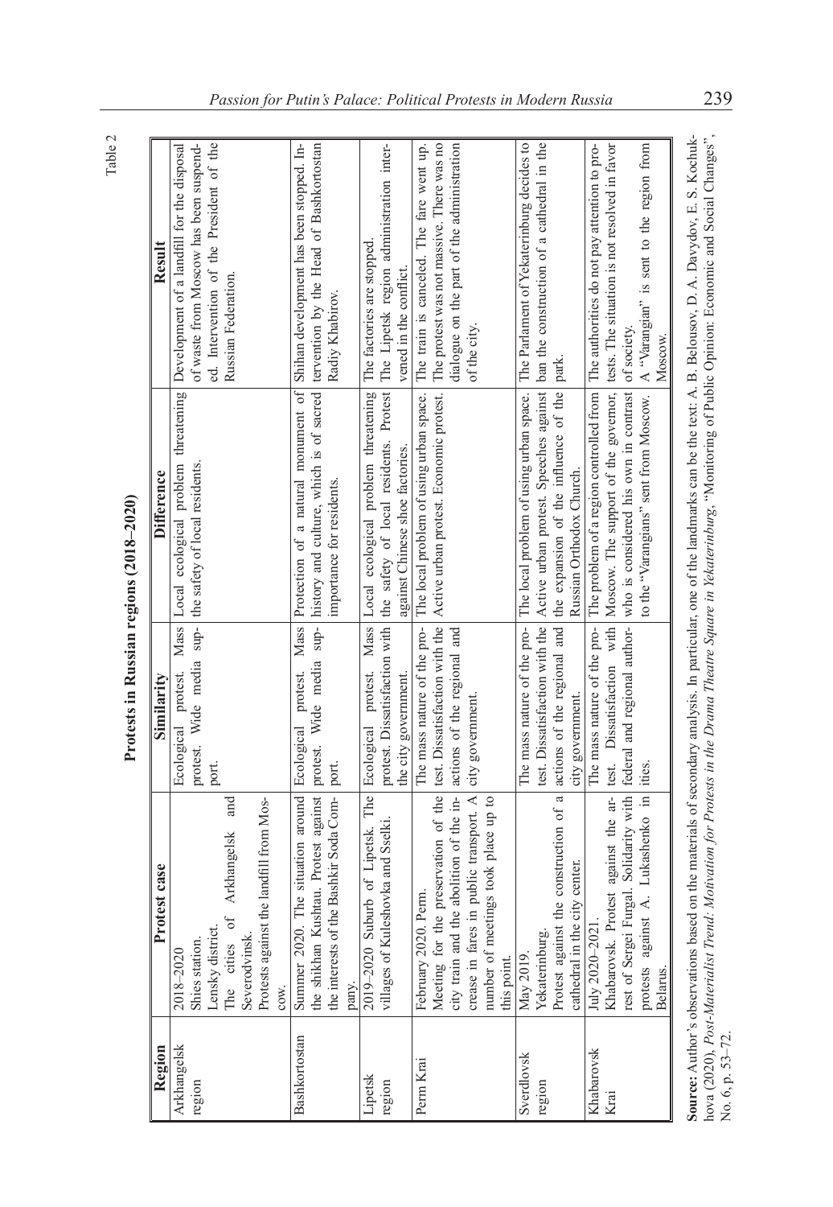Table 2

**Protests in Russian regions (2018–2020)**

| Region | Protest case | Similarity | Difference | Result |
|---|---|---|---|---|
| Arkhangelsk region | 2018–2020 Shies station. Lensky district. The cities of Arkhangelsk and Severodvinsk. Protests against the landfill from Moscow. | Ecological protest. Mass protest. Wide media support. | Local ecological problem threatening the safety of local residents. | Development of a landfill for the disposal of waste from Moscow has been suspended. Intervention of the President of the Russian Federation. |
| Bashkortostan | Summer 2020. The situation around the shikhan Kushtau. Protest against the interests of the Bashkir Soda Company. | Ecological protest. Mass protest. Wide media support. | Protection of a natural monument of history and culture, which is of sacred importance for residents. | Shihan development has been stopped. Intervention by the Head of Bashkortostan Radiy Khabirov. |
| Lipetsk region | 2019–2020 Suburb of Lipetsk. The villages of Kuleshovka and Sselki. | Ecological protest. Mass protest. Dissatisfaction with the city government. | Local ecological problem threatening the safety of local residents. Protest against Chinese shoe factories. | The factories are stopped. The Lipetsk region administration intervened in the conflict. |
| Perm Krai | February 2020. Perm. Meeting for the preservation of the city train and the abolition of the increase in fares in public transport. A number of meetings took place up to this point. | The mass nature of the protest. Dissatisfaction with the actions of the regional and city government. | The local problem of using urban space. Active urban protest. Economic protest. | The train is canceled. The fare went up. The protest was not massive. There was no dialogue on the part of the administration of the city. |
| Sverdlovsk region | May 2019. Yekaterinburg. Protest against the construction of a cathedral in the city center. | The mass nature of the protest. Dissatisfaction with the actions of the regional and city government. | The local problem of using urban space. Active urban protest. Speeches against the expansion of the influence of the Russian Orthodox Church. | The Parliament of Yekaterinburg decides to ban the construction of a cathedral in the park. |
| Khabarovsk Krai | July 2020–2021. Khabarovsk. Protest against the arrest of Sergei Furgal. Solidarity with protests against A. Lukashenko in Belarus. | The mass nature of the protest. Dissatisfaction with federal and regional authorities. | The problem of a region controlled from Moscow. The support of the governor, who is considered his own in contrast to the "Varangians" sent from Moscow. | The authorities do not pay attention to protests. The situation is not resolved in favor of society. A "Varangian" is sent to the region from Moscow. |

**Source:** Author's observations based on the materials of secondary analysis. In particular, one of the landmarks can be the text: A. B. Belousov, D. A. Davydov, E. S. Kochukhova (2020), *Post-Materialist Trend: Motivation for Protests in the Drama Theatre Square in Yekaterinburg*, "Monitoring of Public Opinion: Economic and Social Changes", No. 6, p. 53–72.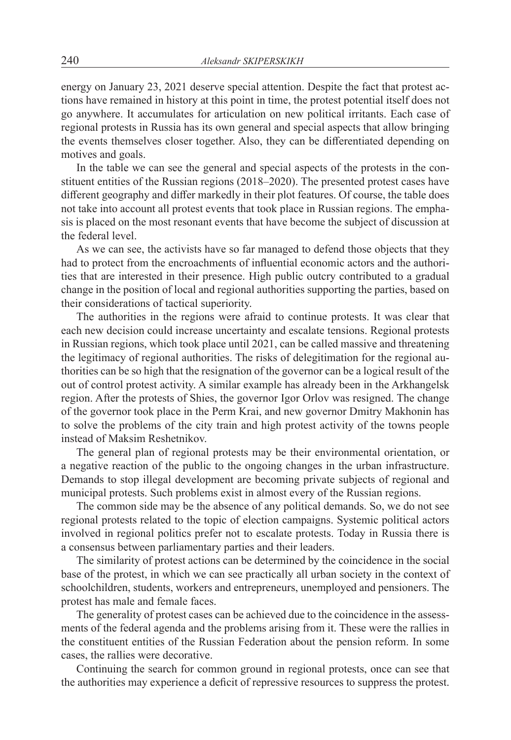energy on January 23, 2021 deserve special attention. Despite the fact that protest actions have remained in history at this point in time, the protest potential itself does not go anywhere. It accumulates for articulation on new political irritants. Each case of regional protests in Russia has its own general and special aspects that allow bringing the events themselves closer together. Also, they can be differentiated depending on motives and goals.

In the table we can see the general and special aspects of the protests in the constituent entities of the Russian regions (2018–2020). The presented protest cases have different geography and differ markedly in their plot features. Of course, the table does not take into account all protest events that took place in Russian regions. The emphasis is placed on the most resonant events that have become the subject of discussion at the federal level.

As we can see, the activists have so far managed to defend those objects that they had to protect from the encroachments of influential economic actors and the authorities that are interested in their presence. High public outcry contributed to a gradual change in the position of local and regional authorities supporting the parties, based on their considerations of tactical superiority.

The authorities in the regions were afraid to continue protests. It was clear that each new decision could increase uncertainty and escalate tensions. Regional protests in Russian regions, which took place until 2021, can be called massive and threatening the legitimacy of regional authorities. The risks of delegitimation for the regional authorities can be so high that the resignation of the governor can be a logical result of the out of control protest activity. A similar example has already been in the Arkhangelsk region. After the protests of Shies, the governor Igor Orlov was resigned. The change of the governor took place in the Perm Krai, and new governor Dmitry Makhonin has to solve the problems of the city train and high protest activity of the towns people instead of Maksim Reshetnikov.

The general plan of regional protests may be their environmental orientation, or a negative reaction of the public to the ongoing changes in the urban infrastructure. Demands to stop illegal development are becoming private subjects of regional and municipal protests. Such problems exist in almost every of the Russian regions.

The common side may be the absence of any political demands. So, we do not see regional protests related to the topic of election campaigns. Systemic political actors involved in regional politics prefer not to escalate protests. Today in Russia there is a consensus between parliamentary parties and their leaders.

The similarity of protest actions can be determined by the coincidence in the social base of the protest, in which we can see practically all urban society in the context of schoolchildren, students, workers and entrepreneurs, unemployed and pensioners. The protest has male and female faces.

The generality of protest cases can be achieved due to the coincidence in the assessments of the federal agenda and the problems arising from it. These were the rallies in the constituent entities of the Russian Federation about the pension reform. In some cases, the rallies were decorative.

Continuing the search for common ground in regional protests, once can see that the authorities may experience a deficit of repressive resources to suppress the protest.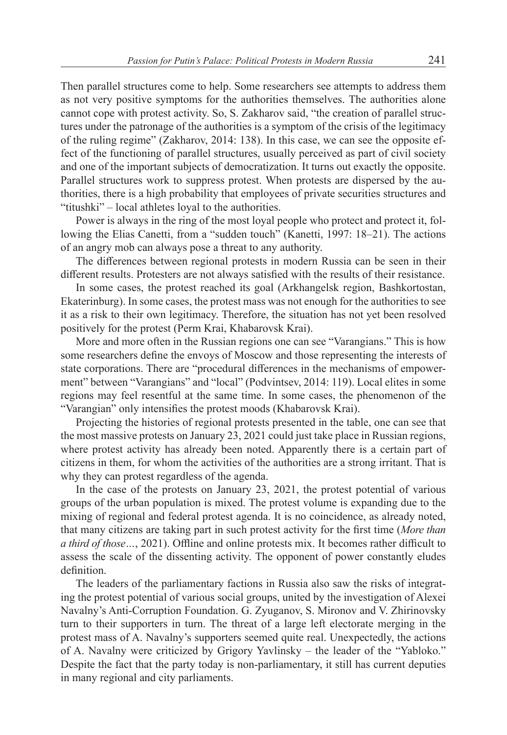Then parallel structures come to help. Some researchers see attempts to address them as not very positive symptoms for the authorities themselves. The authorities alone cannot cope with protest activity. So, S. Zakharov said, "the creation of parallel structures under the patronage of the authorities is a symptom of the crisis of the legitimacy of the ruling regime" (Zakharov, 2014: 138). In this case, we can see the opposite effect of the functioning of parallel structures, usually perceived as part of civil society and one of the important subjects of democratization. It turns out exactly the opposite. Parallel structures work to suppress protest. When protests are dispersed by the authorities, there is a high probability that employees of private securities structures and "titushki" – local athletes loyal to the authorities.

Power is always in the ring of the most loyal people who protect and protect it, following the Elias Canetti, from a "sudden touch" (Kanetti, 1997: 18–21). The actions of an angry mob can always pose a threat to any authority.

The differences between regional protests in modern Russia can be seen in their different results. Protesters are not always satisfied with the results of their resistance.

In some cases, the protest reached its goal (Arkhangelsk region, Bashkortostan, Ekaterinburg). In some cases, the protest mass was not enough for the authorities to see it as a risk to their own legitimacy. Therefore, the situation has not yet been resolved positively for the protest (Perm Krai, Khabarovsk Krai).

More and more often in the Russian regions one can see "Varangians." This is how some researchers define the envoys of Moscow and those representing the interests of state corporations. There are "procedural differences in the mechanisms of empowerment" between "Varangians" and "local" (Podvintsev, 2014: 119). Local elites in some regions may feel resentful at the same time. In some cases, the phenomenon of the "Varangian" only intensifies the protest moods (Khabarovsk Krai).

Projecting the histories of regional protests presented in the table, one can see that the most massive protests on January 23, 2021 could just take place in Russian regions, where protest activity has already been noted. Apparently there is a certain part of citizens in them, for whom the activities of the authorities are a strong irritant. That is why they can protest regardless of the agenda.

In the case of the protests on January 23, 2021, the protest potential of various groups of the urban population is mixed. The protest volume is expanding due to the mixing of regional and federal protest agenda. It is no coincidence, as already noted, that many citizens are taking part in such protest activity for the first time (*More than a third of those…*, 2021). Offline and online protests mix. It becomes rather difficult to assess the scale of the dissenting activity. The opponent of power constantly eludes definition.

The leaders of the parliamentary factions in Russia also saw the risks of integrating the protest potential of various social groups, united by the investigation of Alexei Navalny's Anti-Corruption Foundation. G. Zyuganov, S. Mironov and V. Zhirinovsky turn to their supporters in turn. The threat of a large left electorate merging in the protest mass of A. Navalny's supporters seemed quite real. Unexpectedly, the actions of A. Navalny were criticized by Grigory Yavlinsky – the leader of the "Yabloko." Despite the fact that the party today is non-parliamentary, it still has current deputies in many regional and city parliaments.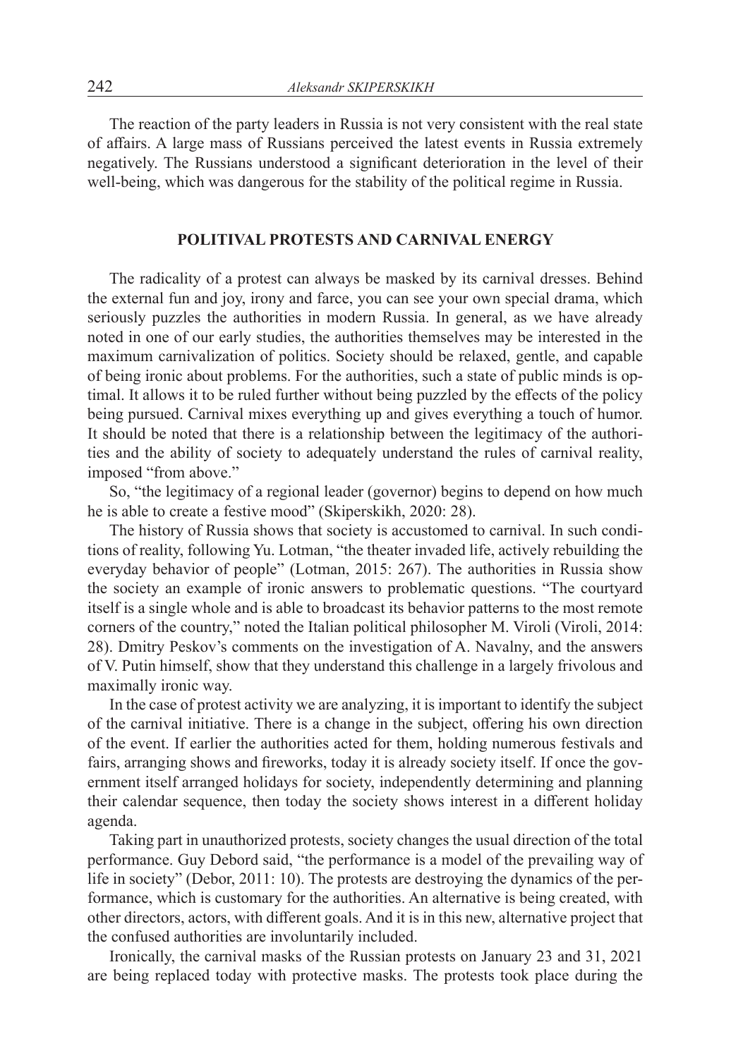The reaction of the party leaders in Russia is not very consistent with the real state of affairs. A large mass of Russians perceived the latest events in Russia extremely negatively. The Russians understood a significant deterioration in the level of their well-being, which was dangerous for the stability of the political regime in Russia.

## POLITIVAL PROTESTS AND CARNIVAL ENERGY

The radicality of a protest can always be masked by its carnival dresses. Behind the external fun and joy, irony and farce, you can see your own special drama, which seriously puzzles the authorities in modern Russia. In general, as we have already noted in one of our early studies, the authorities themselves may be interested in the maximum carnivalization of politics. Society should be relaxed, gentle, and capable of being ironic about problems. For the authorities, such a state of public minds is optimal. It allows it to be ruled further without being puzzled by the effects of the policy being pursued. Carnival mixes everything up and gives everything a touch of humor. It should be noted that there is a relationship between the legitimacy of the authorities and the ability of society to adequately understand the rules of carnival reality, imposed "from above."

So, "the legitimacy of a regional leader (governor) begins to depend on how much he is able to create a festive mood" (Skiperskikh, 2020: 28).

The history of Russia shows that society is accustomed to carnival. In such conditions of reality, following Yu. Lotman, "the theater invaded life, actively rebuilding the everyday behavior of people" (Lotman, 2015: 267). The authorities in Russia show the society an example of ironic answers to problematic questions. "The courtyard itself is a single whole and is able to broadcast its behavior patterns to the most remote corners of the country," noted the Italian political philosopher M. Viroli (Viroli, 2014: 28). Dmitry Peskov's comments on the investigation of A. Navalny, and the answers of V. Putin himself, show that they understand this challenge in a largely frivolous and maximally ironic way.

In the case of protest activity we are analyzing, it is important to identify the subject of the carnival initiative. There is a change in the subject, offering his own direction of the event. If earlier the authorities acted for them, holding numerous festivals and fairs, arranging shows and fireworks, today it is already society itself. If once the government itself arranged holidays for society, independently determining and planning their calendar sequence, then today the society shows interest in a different holiday agenda.

Taking part in unauthorized protests, society changes the usual direction of the total performance. Guy Debord said, "the performance is a model of the prevailing way of life in society" (Debor, 2011: 10). The protests are destroying the dynamics of the performance, which is customary for the authorities. An alternative is being created, with other directors, actors, with different goals. And it is in this new, alternative project that the confused authorities are involuntarily included.

Ironically, the carnival masks of the Russian protests on January 23 and 31, 2021 are being replaced today with protective masks. The protests took place during the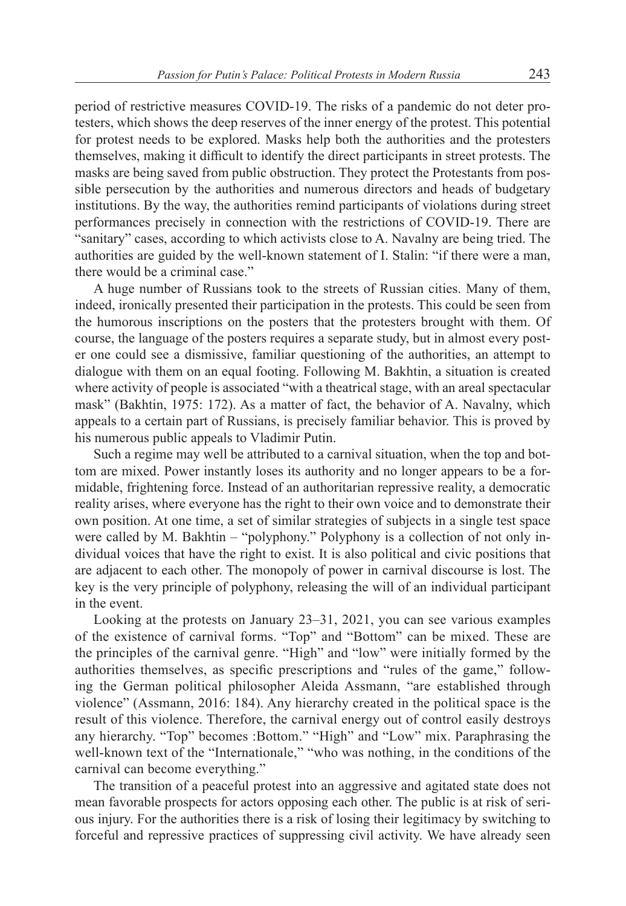period of restrictive measures COVID-19. The risks of a pandemic do not deter protesters, which shows the deep reserves of the inner energy of the protest. This potential for protest needs to be explored. Masks help both the authorities and the protesters themselves, making it difficult to identify the direct participants in street protests. The masks are being saved from public obstruction. They protect the Protestants from possible persecution by the authorities and numerous directors and heads of budgetary institutions. By the way, the authorities remind participants of violations during street performances precisely in connection with the restrictions of COVID-19. There are "sanitary" cases, according to which activists close to A. Navalny are being tried. The authorities are guided by the well-known statement of I. Stalin: "if there were a man, there would be a criminal case."

A huge number of Russians took to the streets of Russian cities. Many of them, indeed, ironically presented their participation in the protests. This could be seen from the humorous inscriptions on the posters that the protesters brought with them. Of course, the language of the posters requires a separate study, but in almost every poster one could see a dismissive, familiar questioning of the authorities, an attempt to dialogue with them on an equal footing. Following M. Bakhtin, a situation is created where activity of people is associated "with a theatrical stage, with an areal spectacular mask" (Bakhtin, 1975: 172). As a matter of fact, the behavior of A. Navalny, which appeals to a certain part of Russians, is precisely familiar behavior. This is proved by his numerous public appeals to Vladimir Putin.

Such a regime may well be attributed to a carnival situation, when the top and bottom are mixed. Power instantly loses its authority and no longer appears to be a formidable, frightening force. Instead of an authoritarian repressive reality, a democratic reality arises, where everyone has the right to their own voice and to demonstrate their own position. At one time, a set of similar strategies of subjects in a single test space were called by M. Bakhtin – "polyphony." Polyphony is a collection of not only individual voices that have the right to exist. It is also political and civic positions that are adjacent to each other. The monopoly of power in carnival discourse is lost. The key is the very principle of polyphony, releasing the will of an individual participant in the event.

Looking at the protests on January 23–31, 2021, you can see various examples of the existence of carnival forms. "Top" and "Bottom" can be mixed. These are the principles of the carnival genre. "High" and "low" were initially formed by the authorities themselves, as specific prescriptions and "rules of the game," following the German political philosopher Aleida Assmann, "are established through violence" (Assmann, 2016: 184). Any hierarchy created in the political space is the result of this violence. Therefore, the carnival energy out of control easily destroys any hierarchy. "Top" becomes :Bottom." "High" and "Low" mix. Paraphrasing the well-known text of the "Internationale," "who was nothing, in the conditions of the carnival can become everything."

The transition of a peaceful protest into an aggressive and agitated state does not mean favorable prospects for actors opposing each other. The public is at risk of serious injury. For the authorities there is a risk of losing their legitimacy by switching to forceful and repressive practices of suppressing civil activity. We have already seen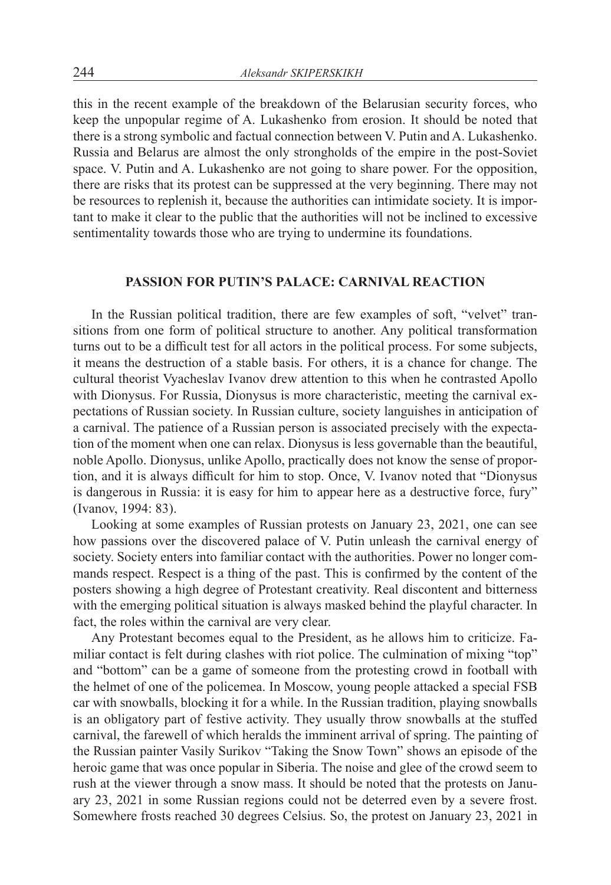this in the recent example of the breakdown of the Belarusian security forces, who keep the unpopular regime of A. Lukashenko from erosion. It should be noted that there is a strong symbolic and factual connection between V. Putin and A. Lukashenko. Russia and Belarus are almost the only strongholds of the empire in the post-Soviet space. V. Putin and A. Lukashenko are not going to share power. For the opposition, there are risks that its protest can be suppressed at the very beginning. There may not be resources to replenish it, because the authorities can intimidate society. It is important to make it clear to the public that the authorities will not be inclined to excessive sentimentality towards those who are trying to undermine its foundations.

## PASSION FOR PUTIN'S PALACE: CARNIVAL REACTION

In the Russian political tradition, there are few examples of soft, "velvet" transitions from one form of political structure to another. Any political transformation turns out to be a difficult test for all actors in the political process. For some subjects, it means the destruction of a stable basis. For others, it is a chance for change. The cultural theorist Vyacheslav Ivanov drew attention to this when he contrasted Apollo with Dionysus. For Russia, Dionysus is more characteristic, meeting the carnival expectations of Russian society. In Russian culture, society languishes in anticipation of a carnival. The patience of a Russian person is associated precisely with the expectation of the moment when one can relax. Dionysus is less governable than the beautiful, noble Apollo. Dionysus, unlike Apollo, practically does not know the sense of proportion, and it is always difficult for him to stop. Once, V. Ivanov noted that "Dionysus is dangerous in Russia: it is easy for him to appear here as a destructive force, fury" (Ivanov, 1994: 83).

Looking at some examples of Russian protests on January 23, 2021, one can see how passions over the discovered palace of V. Putin unleash the carnival energy of society. Society enters into familiar contact with the authorities. Power no longer commands respect. Respect is a thing of the past. This is confirmed by the content of the posters showing a high degree of Protestant creativity. Real discontent and bitterness with the emerging political situation is always masked behind the playful character. In fact, the roles within the carnival are very clear.

Any Protestant becomes equal to the President, as he allows him to criticize. Familiar contact is felt during clashes with riot police. The culmination of mixing "top" and "bottom" can be a game of someone from the protesting crowd in football with the helmet of one of the policemea. In Moscow, young people attacked a special FSB car with snowballs, blocking it for a while. In the Russian tradition, playing snowballs is an obligatory part of festive activity. They usually throw snowballs at the stuffed carnival, the farewell of which heralds the imminent arrival of spring. The painting of the Russian painter Vasily Surikov "Taking the Snow Town" shows an episode of the heroic game that was once popular in Siberia. The noise and glee of the crowd seem to rush at the viewer through a snow mass. It should be noted that the protests on January 23, 2021 in some Russian regions could not be deterred even by a severe frost. Somewhere frosts reached 30 degrees Celsius. So, the protest on January 23, 2021 in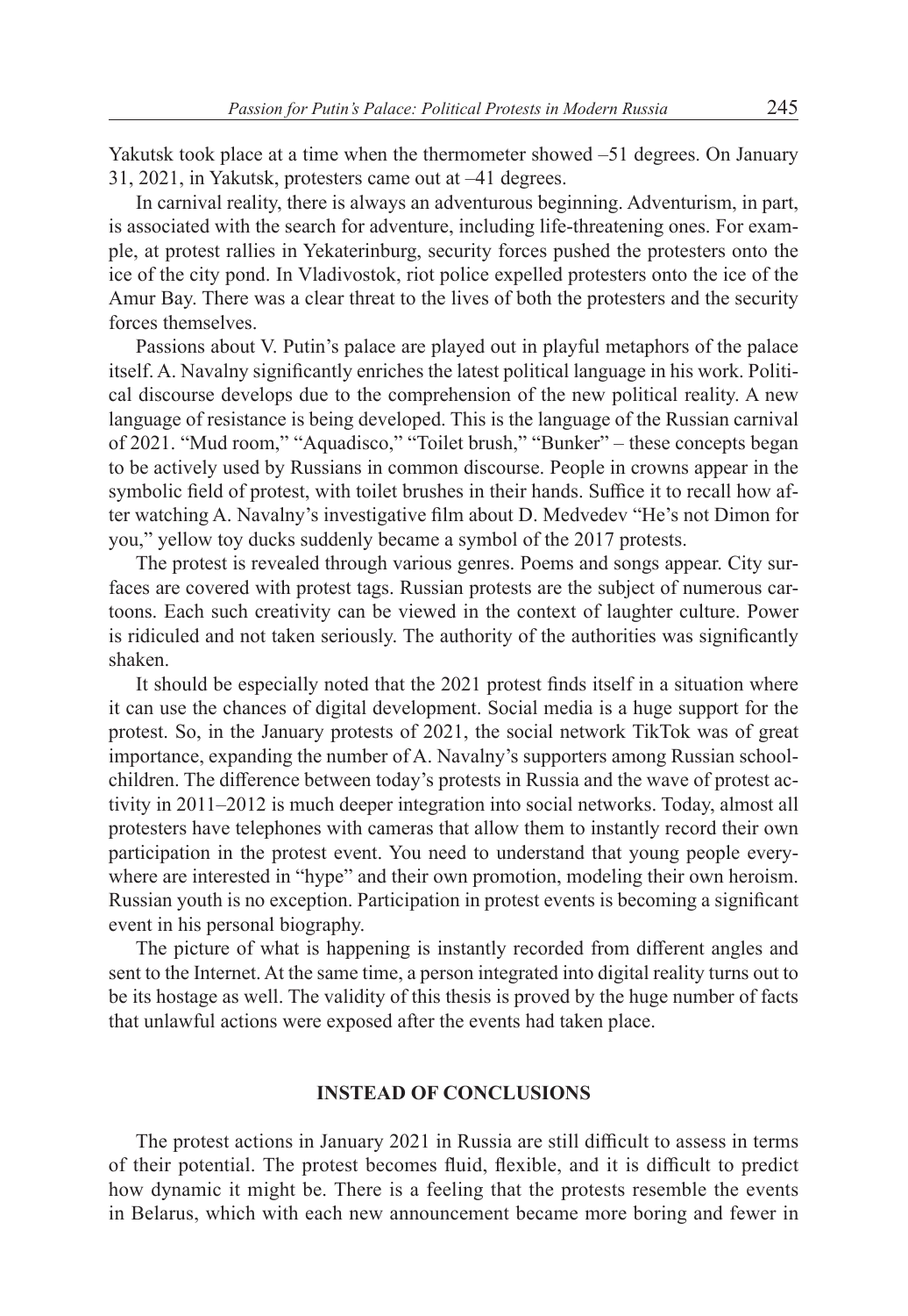Yakutsk took place at a time when the thermometer showed –51 degrees. On January 31, 2021, in Yakutsk, protesters came out at –41 degrees.

In carnival reality, there is always an adventurous beginning. Adventurism, in part, is associated with the search for adventure, including life-threatening ones. For example, at protest rallies in Yekaterinburg, security forces pushed the protesters onto the ice of the city pond. In Vladivostok, riot police expelled protesters onto the ice of the Amur Bay. There was a clear threat to the lives of both the protesters and the security forces themselves.

Passions about V. Putin's palace are played out in playful metaphors of the palace itself. A. Navalny significantly enriches the latest political language in his work. Political discourse develops due to the comprehension of the new political reality. A new language of resistance is being developed. This is the language of the Russian carnival of 2021. "Mud room," "Aquadisco," "Toilet brush," "Bunker" – these concepts began to be actively used by Russians in common discourse. People in crowns appear in the symbolic field of protest, with toilet brushes in their hands. Suffice it to recall how after watching A. Navalny's investigative film about D. Medvedev "He's not Dimon for you," yellow toy ducks suddenly became a symbol of the 2017 protests.

The protest is revealed through various genres. Poems and songs appear. City surfaces are covered with protest tags. Russian protests are the subject of numerous cartoons. Each such creativity can be viewed in the context of laughter culture. Power is ridiculed and not taken seriously. The authority of the authorities was significantly shaken.

It should be especially noted that the 2021 protest finds itself in a situation where it can use the chances of digital development. Social media is a huge support for the protest. So, in the January protests of 2021, the social network TikTok was of great importance, expanding the number of A. Navalny's supporters among Russian schoolchildren. The difference between today's protests in Russia and the wave of protest activity in 2011–2012 is much deeper integration into social networks. Today, almost all protesters have telephones with cameras that allow them to instantly record their own participation in the protest event. You need to understand that young people everywhere are interested in "hype" and their own promotion, modeling their own heroism. Russian youth is no exception. Participation in protest events is becoming a significant event in his personal biography.

The picture of what is happening is instantly recorded from different angles and sent to the Internet. At the same time, a person integrated into digital reality turns out to be its hostage as well. The validity of this thesis is proved by the huge number of facts that unlawful actions were exposed after the events had taken place.

## INSTEAD OF CONCLUSIONS

The protest actions in January 2021 in Russia are still difficult to assess in terms of their potential. The protest becomes fluid, flexible, and it is difficult to predict how dynamic it might be. There is a feeling that the protests resemble the events in Belarus, which with each new announcement became more boring and fewer in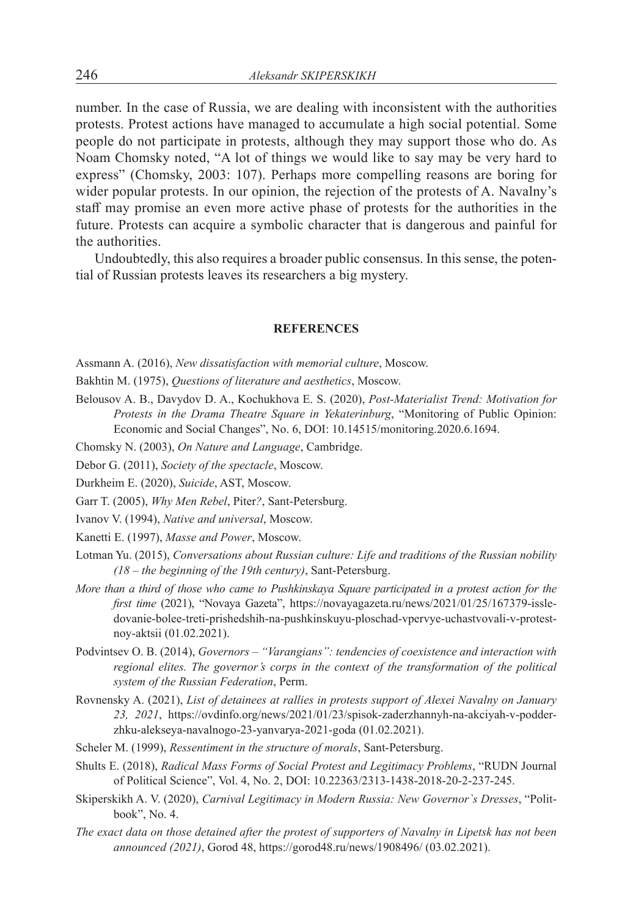number. In the case of Russia, we are dealing with inconsistent with the authorities protests. Protest actions have managed to accumulate a high social potential. Some people do not participate in protests, although they may support those who do. As Noam Chomsky noted, "A lot of things we would like to say may be very hard to express" (Chomsky, 2003: 107). Perhaps more compelling reasons are boring for wider popular protests. In our opinion, the rejection of the protests of A. Navalny's staff may promise an even more active phase of protests for the authorities in the future. Protests can acquire a symbolic character that is dangerous and painful for the authorities.

Undoubtedly, this also requires a broader public consensus. In this sense, the potential of Russian protests leaves its researchers a big mystery.

## REFERENCES

Assmann A. (2016), *New dissatisfaction with memorial culture*, Moscow.

Bakhtin M. (1975), *Questions of literature and aesthetics*, Moscow.

Belousov A. B., Davydov D. A., Kochukhova E. S. (2020), *Post-Materialist Trend: Motivation for Protests in the Drama Theatre Square in Yekaterinburg*, "Monitoring of Public Opinion: Economic and Social Changes", No. 6, DOI: 10.14515/monitoring.2020.6.1694.

Chomsky N. (2003), *On Nature and Language*, Cambridge.

Debor G. (2011), *Society of the spectacle*, Moscow.

Durkheim E. (2020), *Suicide*, AST, Moscow.

Garr T. (2005), *Why Men Rebel*, Piter*?*, Sant-Petersburg.

Ivanov V. (1994), *Native and universal*, Moscow.

Kanetti E. (1997), *Masse and Power*, Moscow.

Lotman Yu. (2015), *Conversations about Russian culture: Life and traditions of the Russian nobility (18 – the beginning of the 19th century)*, Sant-Petersburg.

*More than a third of those who came to Pushkinskaya Square participated in a protest action for the first time* (2021), "Novaya Gazeta", https://novayagazeta.ru/news/2021/01/25/167379-issledovanie-bolee-treti-prishedshih-na-pushkinskuyu-ploschad-vpervye-uchastvovali-v-protestnoy-aktsii (01.02.2021).

Podvintsev O. B. (2014), *Governors – "Varangians": tendencies of coexistence and interaction with regional elites. The governor's corps in the context of the transformation of the political system of the Russian Federation*, Perm.

Rovnensky A. (2021), *List of detainees at rallies in protests support of Alexei Navalny on January 23, 2021*, https://ovdinfo.org/news/2021/01/23/spisok-zaderzhannyh-na-akciyah-v-podderzhku-alekseya-navalnogo-23-yanvarya-2021-goda (01.02.2021).

Scheler M. (1999), *Ressentiment in the structure of morals*, Sant-Petersburg.

Shults E. (2018), *Radical Mass Forms of Social Protest and Legitimacy Problems*, "RUDN Journal of Political Science", Vol. 4, No. 2, DOI: 10.22363/2313-1438-2018-20-2-237-245.

Skiperskikh A. V. (2020), *Carnival Legitimacy in Modern Russia: New Governor`s Dresses*, "Politbook", No. 4.

*The exact data on those detained after the protest of supporters of Navalny in Lipetsk has not been announced (2021)*, Gorod 48, https://gorod48.ru/news/1908496/ (03.02.2021).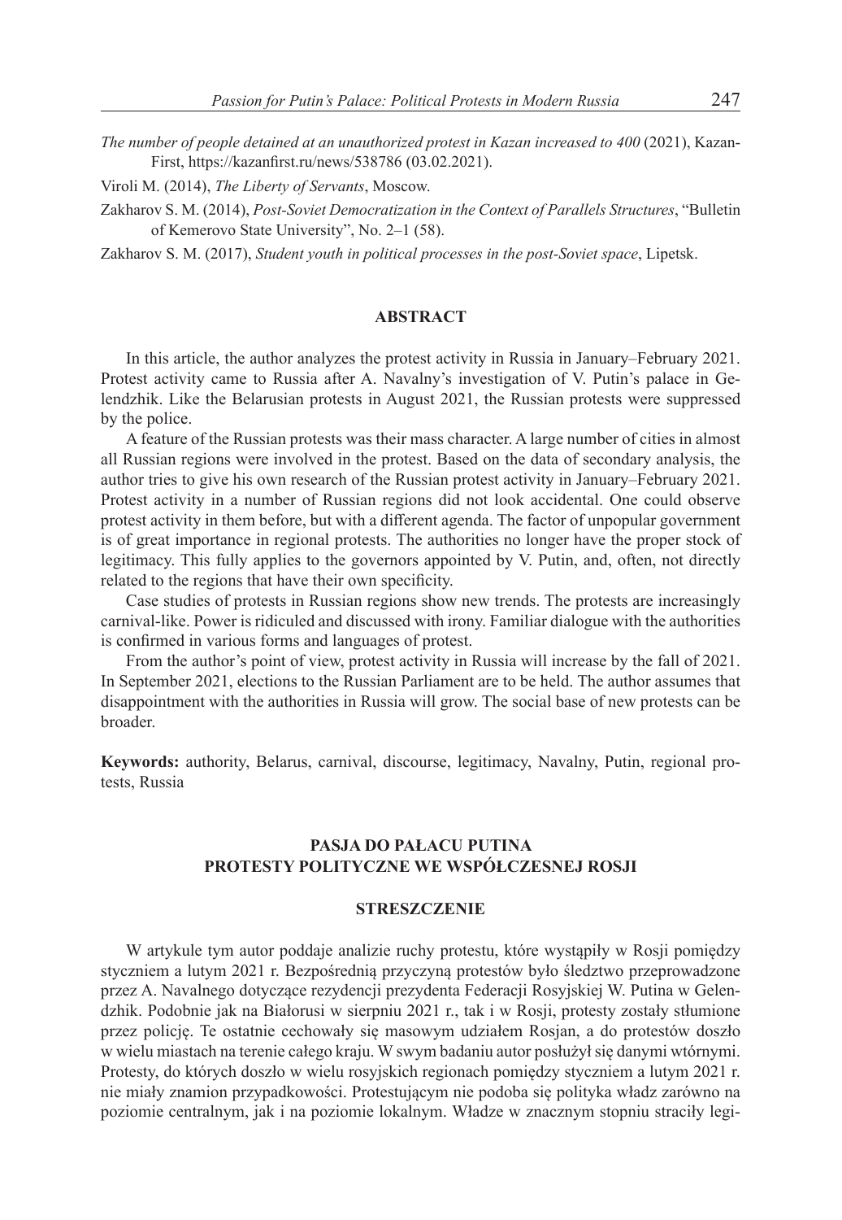*The number of people detained at an unauthorized protest in Kazan increased to 400* (2021), Kazan-First, https://kazanfirst.ru/news/538786 (03.02.2021).

Viroli M. (2014), *The Liberty of Servants*, Moscow.

Zakharov S. M. (2014), *Post-Soviet Democratization in the Context of Parallels Structures*, "Bulletin of Kemerovo State University", No. 2–1 (58).

Zakharov S. M. (2017), *Student youth in political processes in the post-Soviet space*, Lipetsk.

## ABSTRACT

In this article, the author analyzes the protest activity in Russia in January–February 2021. Protest activity came to Russia after A. Navalny's investigation of V. Putin's palace in Gelendzhik. Like the Belarusian protests in August 2021, the Russian protests were suppressed by the police.

A feature of the Russian protests was their mass character. A large number of cities in almost all Russian regions were involved in the protest. Based on the data of secondary analysis, the author tries to give his own research of the Russian protest activity in January–February 2021. Protest activity in a number of Russian regions did not look accidental. One could observe protest activity in them before, but with a different agenda. The factor of unpopular government is of great importance in regional protests. The authorities no longer have the proper stock of legitimacy. This fully applies to the governors appointed by V. Putin, and, often, not directly related to the regions that have their own specificity.

Case studies of protests in Russian regions show new trends. The protests are increasingly carnival-like. Power is ridiculed and discussed with irony. Familiar dialogue with the authorities is confirmed in various forms and languages of protest.

From the author's point of view, protest activity in Russia will increase by the fall of 2021. In September 2021, elections to the Russian Parliament are to be held. The author assumes that disappointment with the authorities in Russia will grow. The social base of new protests can be broader.

**Keywords:** authority, Belarus, carnival, discourse, legitimacy, Navalny, Putin, regional protests, Russia

## PASJA DO PAŁACU PUTINA
## PROTESTY POLITYCZNE WE WSPÓŁCZESNEJ ROSJI

## STRESZCZENIE

W artykule tym autor poddaje analizie ruchy protestu, które wystąpiły w Rosji pomiędzy styczniem a lutym 2021 r. Bezpośrednią przyczyną protestów było śledztwo przeprowadzone przez A. Navalnego dotyczące rezydencji prezydenta Federacji Rosyjskiej W. Putina w Gelendzhik. Podobnie jak na Białorusi w sierpniu 2021 r., tak i w Rosji, protesty zostały stłumione przez policję. Te ostatnie cechowały się masowym udziałem Rosjan, a do protestów doszło w wielu miastach na terenie całego kraju. W swym badaniu autor posłużył się danymi wtórnymi. Protesty, do których doszło w wielu rosyjskich regionach pomiędzy styczniem a lutym 2021 r. nie miały znamion przypadkowości. Protestującym nie podoba się polityka władz zarówno na poziomie centralnym, jak i na poziomie lokalnym. Władze w znacznym stopniu straciły legi-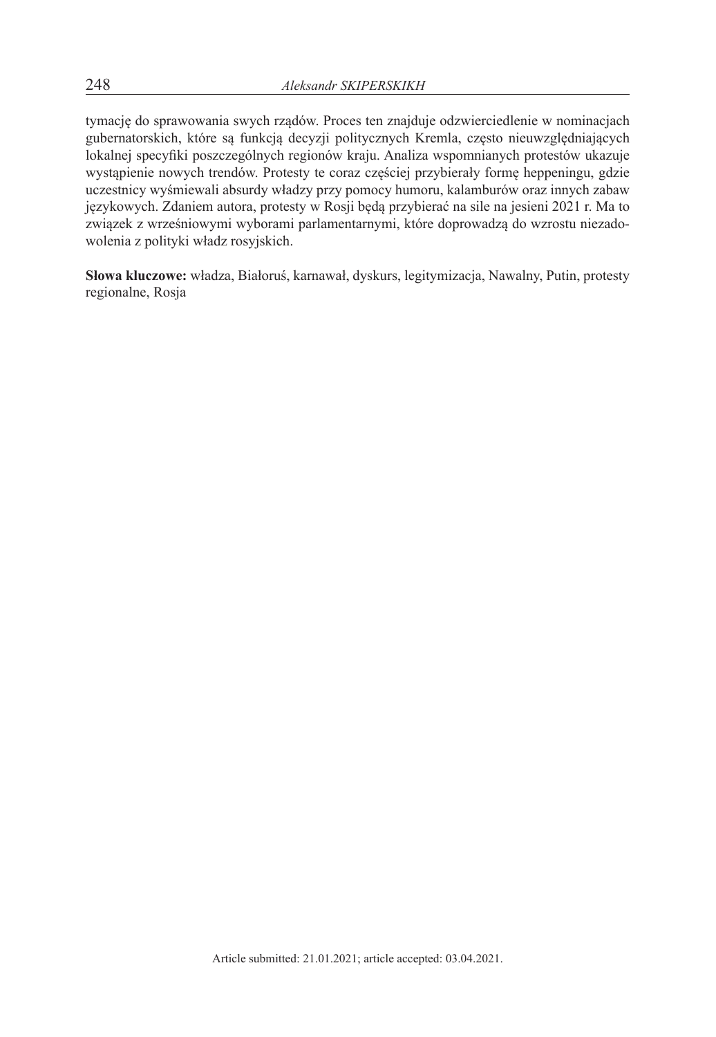tymację do sprawowania swych rządów. Proces ten znajduje odzwierciedlenie w nominacjach gubernatorskich, które są funkcją decyzji politycznych Kremla, często nieuwzględniających lokalnej specyfiki poszczególnych regionów kraju. Analiza wspomnianych protestów ukazuje wystąpienie nowych trendów. Protesty te coraz częściej przybierały formę heppeningu, gdzie uczestnicy wyśmiewali absurdy władzy przy pomocy humoru, kalamburów oraz innych zabaw językowych. Zdaniem autora, protesty w Rosji będą przybierać na sile na jesieni 2021 r. Ma to związek z wrześniowymi wyborami parlamentarnymi, które doprowadzą do wzrostu niezadowolenia z polityki władz rosyjskich.

**Słowa kluczowe:** władza, Białoruś, karnawał, dyskurs, legitymizacja, Nawalny, Putin, protesty regionalne, Rosja

Article submitted: 21.01.2021; article accepted: 03.04.2021.